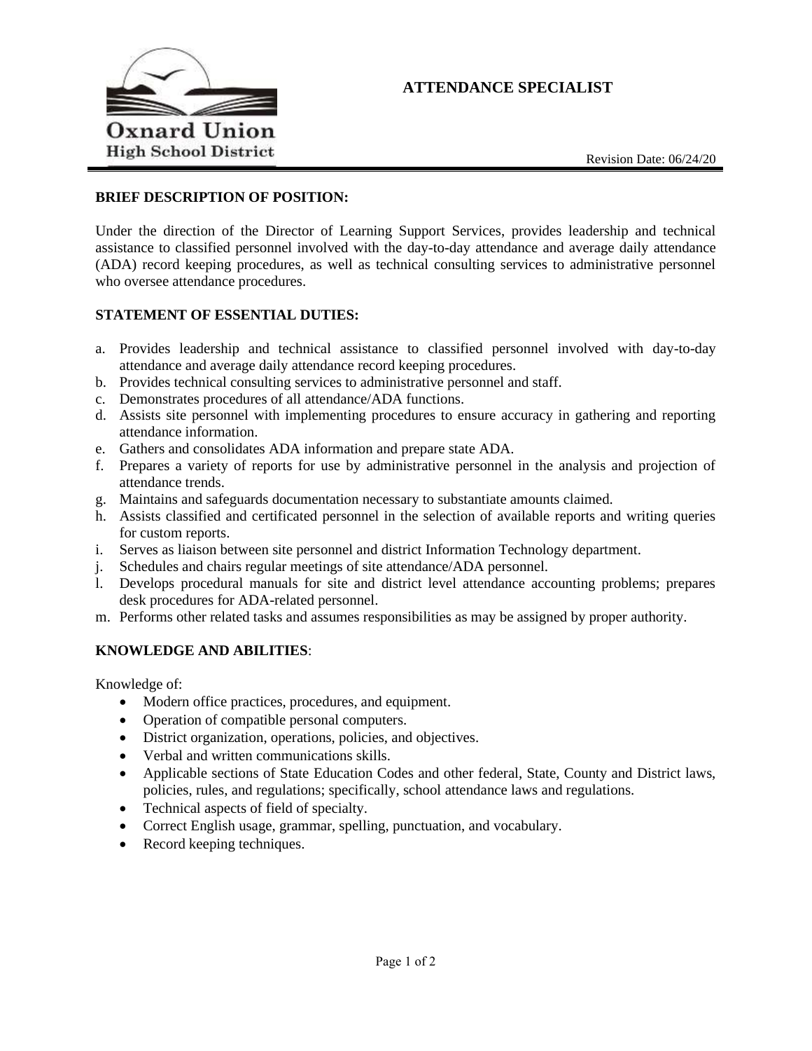Oxnard Union High School District

# ATTENDANCE SPECIALIST

Revision Date: 06/24/20

## BRIEF DESCRIPTION OF POSITION:

Under the direction of the Director of Learning Support Services, provides leadership and technical assistance to classified personnel involved with the day-to-day attendance and average daily attendance (ADA) record keeping procedures, as well as technical consulting services to administrative personnel who oversee attendance procedures.

## STATEMENT OF ESSENTIAL DUTIES:

a. Provides leadership and technical assistance to classified personnel involved with day-to-day attendance and average daily attendance record keeping procedures.
b. Provides technical consulting services to administrative personnel and staff.
c. Demonstrates procedures of all attendance/ADA functions.
d. Assists site personnel with implementing procedures to ensure accuracy in gathering and reporting attendance information.
e. Gathers and consolidates ADA information and prepare state ADA.
f. Prepares a variety of reports for use by administrative personnel in the analysis and projection of attendance trends.
g. Maintains and safeguards documentation necessary to substantiate amounts claimed.
h. Assists classified and certificated personnel in the selection of available reports and writing queries for custom reports.
i. Serves as liaison between site personnel and district Information Technology department.
j. Schedules and chairs regular meetings of site attendance/ADA personnel.
l. Develops procedural manuals for site and district level attendance accounting problems; prepares desk procedures for ADA-related personnel.
m. Performs other related tasks and assumes responsibilities as may be assigned by proper authority.

## KNOWLEDGE AND ABILITIES:

Knowledge of:

- Modern office practices, procedures, and equipment.
- Operation of compatible personal computers.
- District organization, operations, policies, and objectives.
- Verbal and written communications skills.
- Applicable sections of State Education Codes and other federal, State, County and District laws, policies, rules, and regulations; specifically, school attendance laws and regulations.
- Technical aspects of field of specialty.
- Correct English usage, grammar, spelling, punctuation, and vocabulary.
- Record keeping techniques.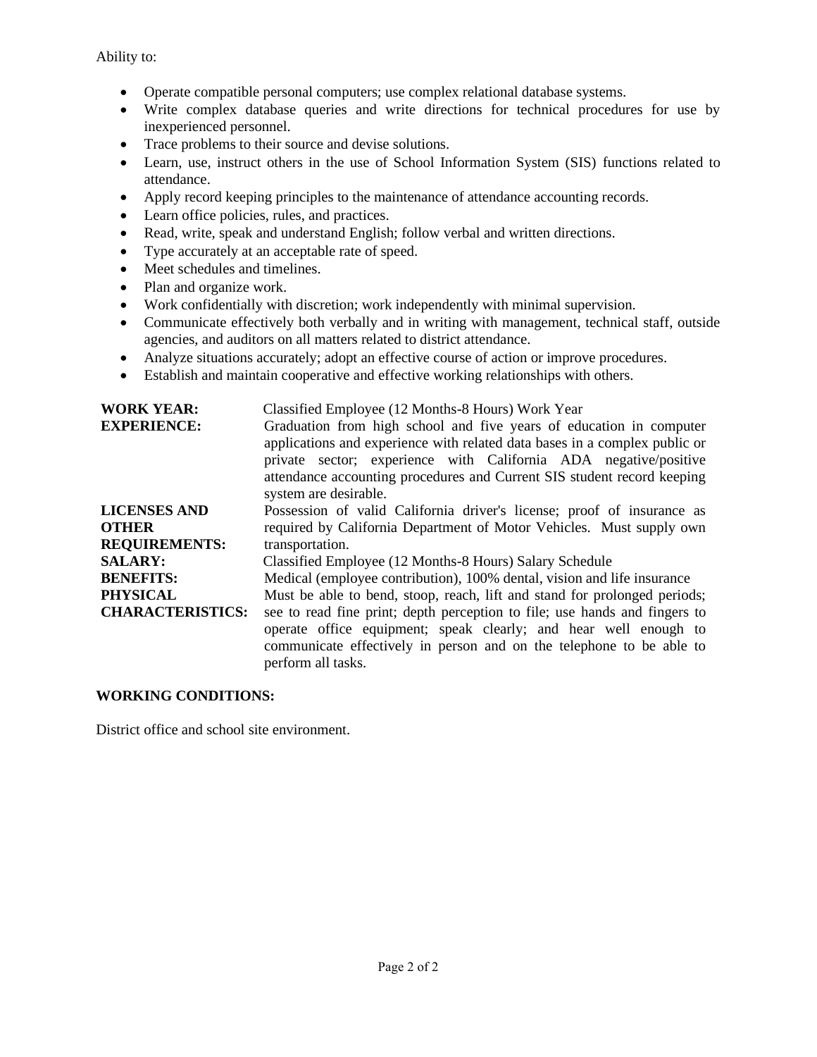Ability to:

- Operate compatible personal computers; use complex relational database systems.
- Write complex database queries and write directions for technical procedures for use by inexperienced personnel.
- Trace problems to their source and devise solutions.
- Learn, use, instruct others in the use of School Information System (SIS) functions related to attendance.
- Apply record keeping principles to the maintenance of attendance accounting records.
- Learn office policies, rules, and practices.
- Read, write, speak and understand English; follow verbal and written directions.
- Type accurately at an acceptable rate of speed.
- Meet schedules and timelines.
- Plan and organize work.
- Work confidentially with discretion; work independently with minimal supervision.
- Communicate effectively both verbally and in writing with management, technical staff, outside agencies, and auditors on all matters related to district attendance.
- Analyze situations accurately; adopt an effective course of action or improve procedures.
- Establish and maintain cooperative and effective working relationships with others.

| | |
|---|---|
| **WORK YEAR:** | Classified Employee (12 Months-8 Hours) Work Year |
| **EXPERIENCE:** | Graduation from high school and five years of education in computer applications and experience with related data bases in a complex public or private sector; experience with California ADA negative/positive attendance accounting procedures and Current SIS student record keeping system are desirable. |
| **LICENSES AND OTHER REQUIREMENTS:** | Possession of valid California driver's license; proof of insurance as required by California Department of Motor Vehicles. Must supply own transportation. |
| **SALARY:** | Classified Employee (12 Months-8 Hours) Salary Schedule |
| **BENEFITS:** | Medical (employee contribution), 100% dental, vision and life insurance |
| **PHYSICAL CHARACTERISTICS:** | Must be able to bend, stoop, reach, lift and stand for prolonged periods; see to read fine print; depth perception to file; use hands and fingers to operate office equipment; speak clearly; and hear well enough to communicate effectively in person and on the telephone to be able to perform all tasks. |

**WORKING CONDITIONS:**

District office and school site environment.